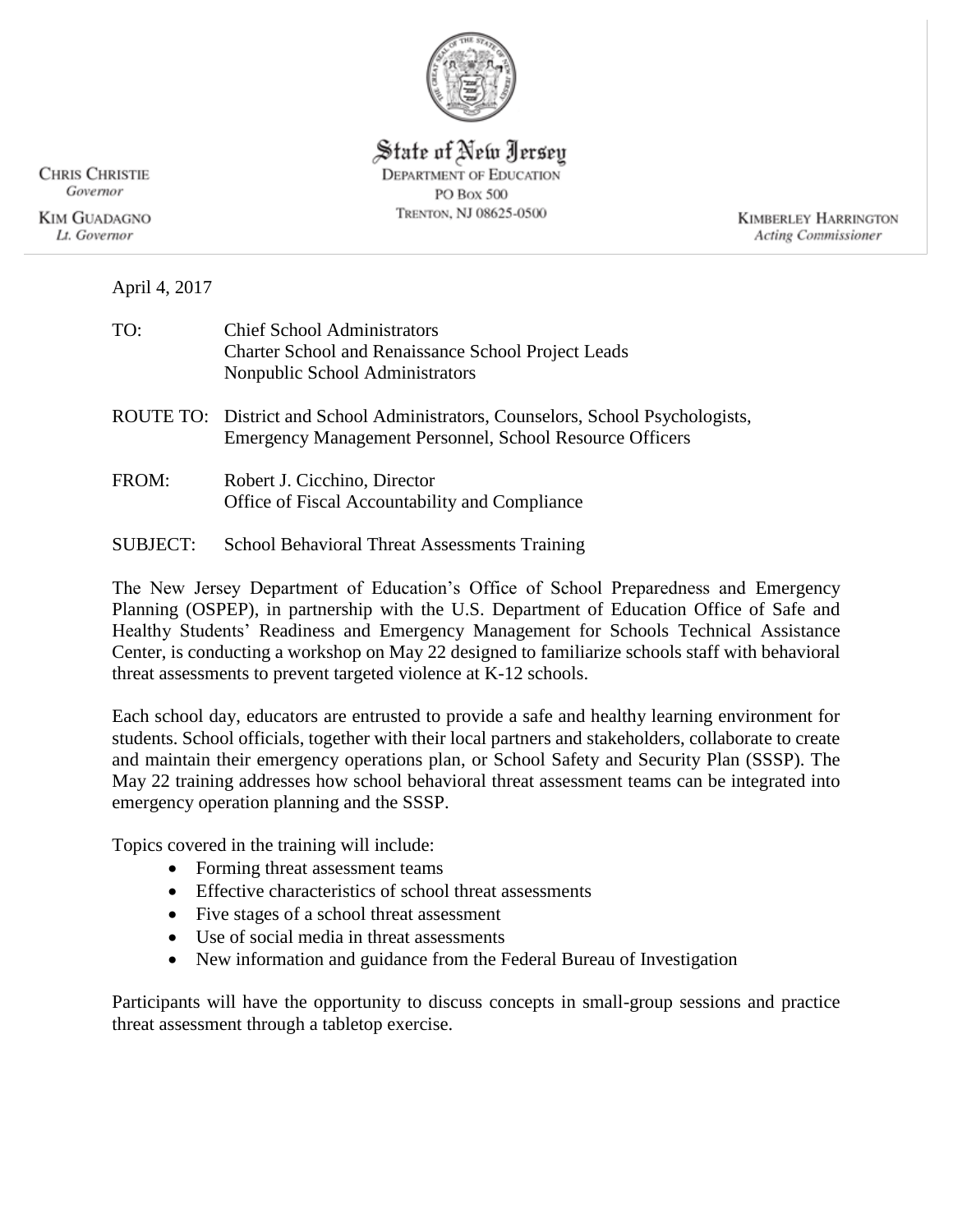State of New Jersey
DEPARTMENT OF EDUCATION
PO BOX 500
TRENTON, NJ 08625-0500

CHRIS CHRISTIE
*Governor*

KIM GUADAGNO
*Lt. Governor*

KIMBERLEY HARRINGTON
*Acting Commissioner*

April 4, 2017

TO: Chief School Administrators
Charter School and Renaissance School Project Leads
Nonpublic School Administrators

ROUTE TO: District and School Administrators, Counselors, School Psychologists, Emergency Management Personnel, School Resource Officers

FROM: Robert J. Cicchino, Director
Office of Fiscal Accountability and Compliance

SUBJECT: School Behavioral Threat Assessments Training

The New Jersey Department of Education's Office of School Preparedness and Emergency Planning (OSPEP), in partnership with the U.S. Department of Education Office of Safe and Healthy Students' Readiness and Emergency Management for Schools Technical Assistance Center, is conducting a workshop on May 22 designed to familiarize schools staff with behavioral threat assessments to prevent targeted violence at K-12 schools.

Each school day, educators are entrusted to provide a safe and healthy learning environment for students. School officials, together with their local partners and stakeholders, collaborate to create and maintain their emergency operations plan, or School Safety and Security Plan (SSSP). The May 22 training addresses how school behavioral threat assessment teams can be integrated into emergency operation planning and the SSSP.

Topics covered in the training will include:

- Forming threat assessment teams
- Effective characteristics of school threat assessments
- Five stages of a school threat assessment
- Use of social media in threat assessments
- New information and guidance from the Federal Bureau of Investigation

Participants will have the opportunity to discuss concepts in small-group sessions and practice threat assessment through a tabletop exercise.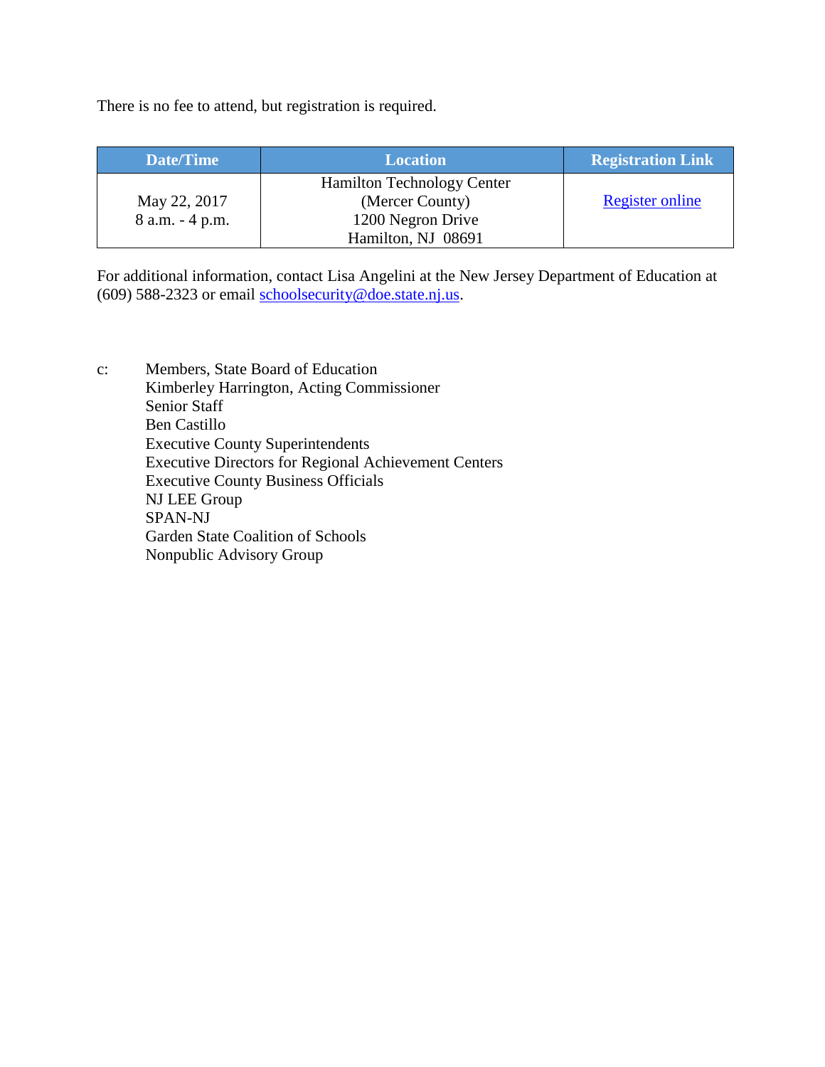There is no fee to attend, but registration is required.

| Date/Time | Location | Registration Link |
|---|---|---|
| May 22, 2017<br>8 a.m. - 4 p.m. | Hamilton Technology Center<br>(Mercer County)<br>1200 Negron Drive<br>Hamilton, NJ 08691 | Register online |

For additional information, contact Lisa Angelini at the New Jersey Department of Education at (609) 588-2323 or email schoolsecurity@doe.state.nj.us.

c: Members, State Board of Education
Kimberley Harrington, Acting Commissioner
Senior Staff
Ben Castillo
Executive County Superintendents
Executive Directors for Regional Achievement Centers
Executive County Business Officials
NJ LEE Group
SPAN-NJ
Garden State Coalition of Schools
Nonpublic Advisory Group